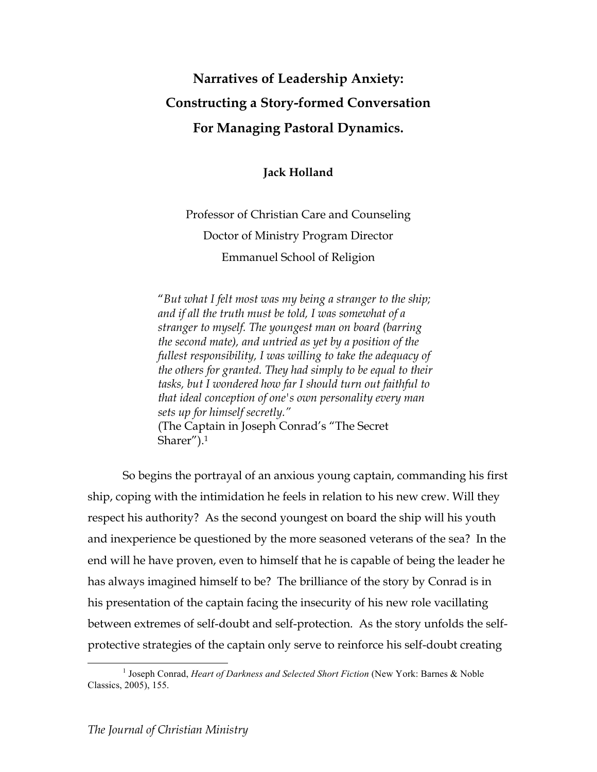# Narratives of Leadership Anxiety: Constructing a Story-formed Conversation For Managing Pastoral Dynamics.

**Jack Holland**

Professor of Christian Care and Counseling
Doctor of Ministry Program Director
Emmanuel School of Religion

> "*But what I felt most was my being a stranger to the ship; and if all the truth must be told, I was somewhat of a stranger to myself. The youngest man on board (barring the second mate), and untried as yet by a position of the fullest responsibility, I was willing to take the adequacy of the others for granted. They had simply to be equal to their tasks, but I wondered how far I should turn out faithful to that ideal conception of one's own personality every man sets up for himself secretly.*"
> (The Captain in Joseph Conrad's "The Secret Sharer").[1]

So begins the portrayal of an anxious young captain, commanding his first ship, coping with the intimidation he feels in relation to his new crew. Will they respect his authority? As the second youngest on board the ship will his youth and inexperience be questioned by the more seasoned veterans of the sea? In the end will he have proven, even to himself that he is capable of being the leader he has always imagined himself to be? The brilliance of the story by Conrad is in his presentation of the captain facing the insecurity of his new role vacillating between extremes of self-doubt and self-protection. As the story unfolds the self-protective strategies of the captain only serve to reinforce his self-doubt creating

---

[1] Joseph Conrad, *Heart of Darkness and Selected Short Fiction* (New York: Barnes & Noble Classics, 2005), 155.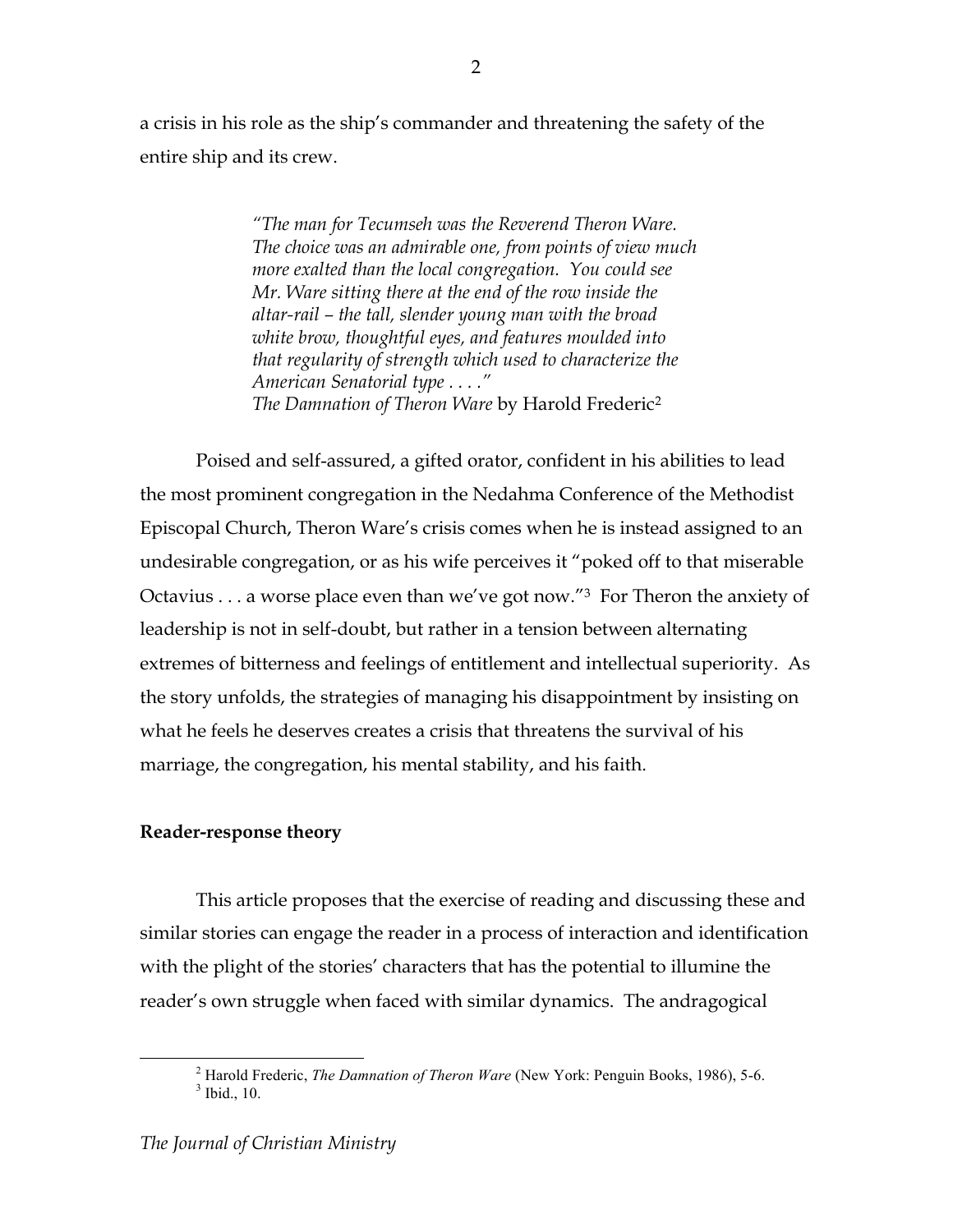a crisis in his role as the ship's commander and threatening the safety of the entire ship and its crew.

> *"The man for Tecumseh was the Reverend Theron Ware. The choice was an admirable one, from points of view much more exalted than the local congregation. You could see Mr. Ware sitting there at the end of the row inside the altar-rail – the tall, slender young man with the broad white brow, thoughtful eyes, and features moulded into that regularity of strength which used to characterize the American Senatorial type . . . ."*
> *The Damnation of Theron Ware* by Harold Frederic[2]

Poised and self-assured, a gifted orator, confident in his abilities to lead the most prominent congregation in the Nedahma Conference of the Methodist Episcopal Church, Theron Ware's crisis comes when he is instead assigned to an undesirable congregation, or as his wife perceives it "poked off to that miserable Octavius . . . a worse place even than we've got now."[3] For Theron the anxiety of leadership is not in self-doubt, but rather in a tension between alternating extremes of bitterness and feelings of entitlement and intellectual superiority. As the story unfolds, the strategies of managing his disappointment by insisting on what he feels he deserves creates a crisis that threatens the survival of his marriage, the congregation, his mental stability, and his faith.

**Reader-response theory**

This article proposes that the exercise of reading and discussing these and similar stories can engage the reader in a process of interaction and identification with the plight of the stories' characters that has the potential to illumine the reader's own struggle when faced with similar dynamics. The andragogical

[2] Harold Frederic, *The Damnation of Theron Ware* (New York: Penguin Books, 1986), 5-6.
[3] Ibid., 10.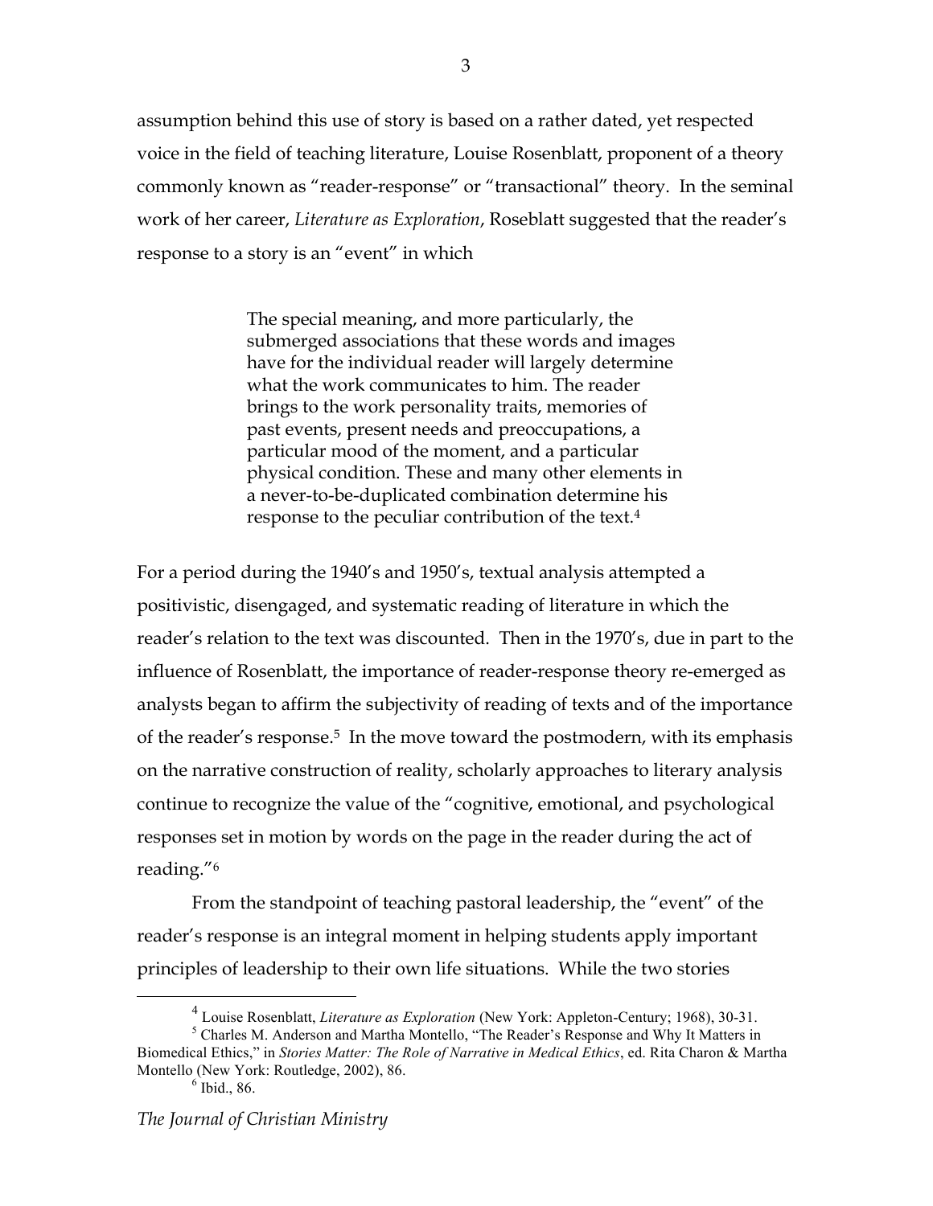assumption behind this use of story is based on a rather dated, yet respected voice in the field of teaching literature, Louise Rosenblatt, proponent of a theory commonly known as "reader-response" or "transactional" theory. In the seminal work of her career, *Literature as Exploration*, Roseblatt suggested that the reader's response to a story is an "event" in which

> The special meaning, and more particularly, the submerged associations that these words and images have for the individual reader will largely determine what the work communicates to him. The reader brings to the work personality traits, memories of past events, present needs and preoccupations, a particular mood of the moment, and a particular physical condition. These and many other elements in a never-to-be-duplicated combination determine his response to the peculiar contribution of the text.[4]

For a period during the 1940's and 1950's, textual analysis attempted a positivistic, disengaged, and systematic reading of literature in which the reader's relation to the text was discounted. Then in the 1970's, due in part to the influence of Rosenblatt, the importance of reader-response theory re-emerged as analysts began to affirm the subjectivity of reading of texts and of the importance of the reader's response.[5] In the move toward the postmodern, with its emphasis on the narrative construction of reality, scholarly approaches to literary analysis continue to recognize the value of the "cognitive, emotional, and psychological responses set in motion by words on the page in the reader during the act of reading."[6]

From the standpoint of teaching pastoral leadership, the "event" of the reader's response is an integral moment in helping students apply important principles of leadership to their own life situations. While the two stories

---

[4] Louise Rosenblatt, *Literature as Exploration* (New York: Appleton-Century; 1968), 30-31.

[5] Charles M. Anderson and Martha Montello, "The Reader's Response and Why It Matters in Biomedical Ethics," in *Stories Matter: The Role of Narrative in Medical Ethics*, ed. Rita Charon & Martha Montello (New York: Routledge, 2002), 86.

[6] Ibid., 86.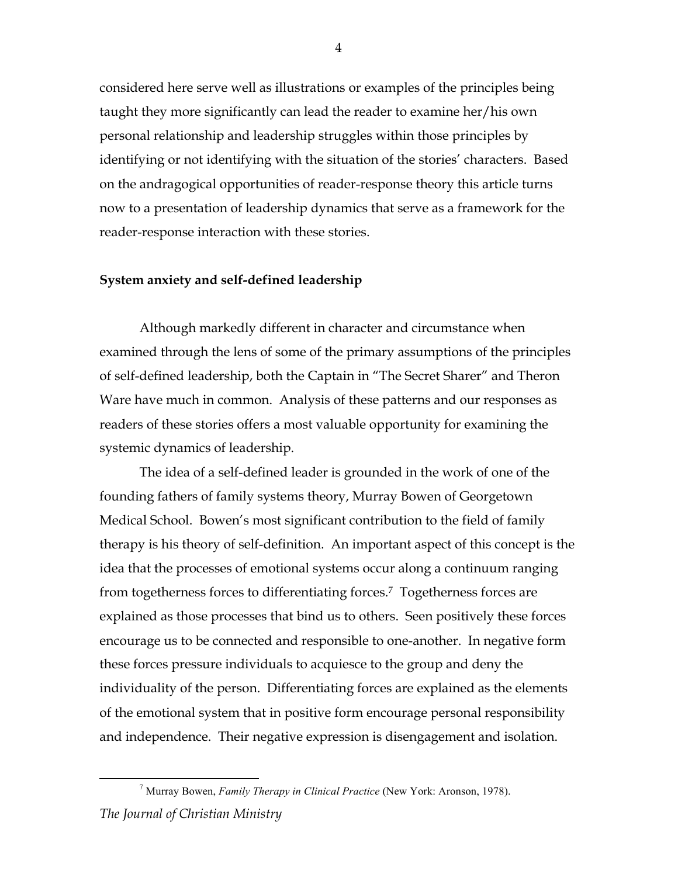considered here serve well as illustrations or examples of the principles being taught they more significantly can lead the reader to examine her/his own personal relationship and leadership struggles within those principles by identifying or not identifying with the situation of the stories' characters. Based on the andragogical opportunities of reader-response theory this article turns now to a presentation of leadership dynamics that serve as a framework for the reader-response interaction with these stories.

**System anxiety and self-defined leadership**

Although markedly different in character and circumstance when examined through the lens of some of the primary assumptions of the principles of self-defined leadership, both the Captain in "The Secret Sharer" and Theron Ware have much in common. Analysis of these patterns and our responses as readers of these stories offers a most valuable opportunity for examining the systemic dynamics of leadership.

The idea of a self-defined leader is grounded in the work of one of the founding fathers of family systems theory, Murray Bowen of Georgetown Medical School. Bowen's most significant contribution to the field of family therapy is his theory of self-definition. An important aspect of this concept is the idea that the processes of emotional systems occur along a continuum ranging from togetherness forces to differentiating forces.[7] Togetherness forces are explained as those processes that bind us to others. Seen positively these forces encourage us to be connected and responsible to one-another. In negative form these forces pressure individuals to acquiesce to the group and deny the individuality of the person. Differentiating forces are explained as the elements of the emotional system that in positive form encourage personal responsibility and independence. Their negative expression is disengagement and isolation.

[7] Murray Bowen, *Family Therapy in Clinical Practice* (New York: Aronson, 1978).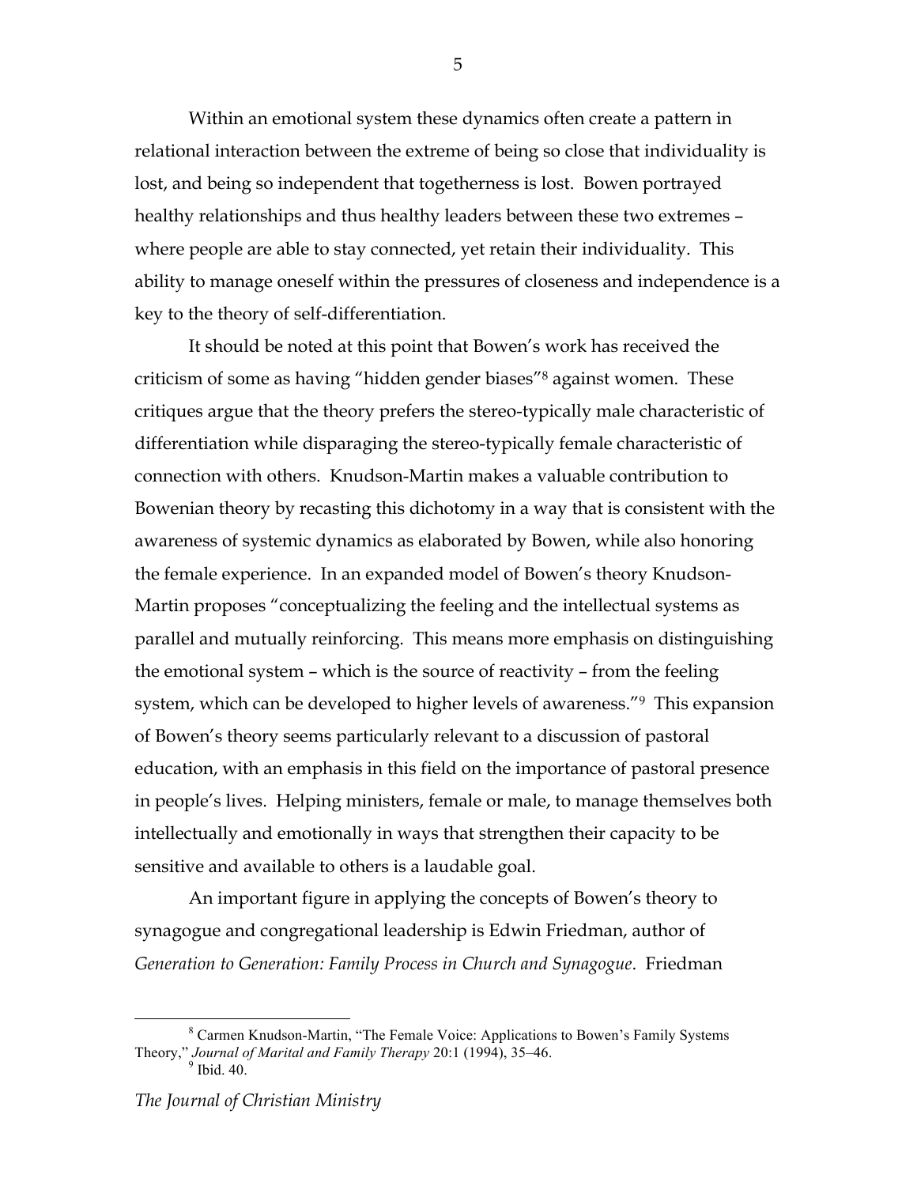Within an emotional system these dynamics often create a pattern in relational interaction between the extreme of being so close that individuality is lost, and being so independent that togetherness is lost. Bowen portrayed healthy relationships and thus healthy leaders between these two extremes – where people are able to stay connected, yet retain their individuality. This ability to manage oneself within the pressures of closeness and independence is a key to the theory of self-differentiation.

It should be noted at this point that Bowen's work has received the criticism of some as having "hidden gender biases"[8] against women. These critiques argue that the theory prefers the stereo-typically male characteristic of differentiation while disparaging the stereo-typically female characteristic of connection with others. Knudson-Martin makes a valuable contribution to Bowenian theory by recasting this dichotomy in a way that is consistent with the awareness of systemic dynamics as elaborated by Bowen, while also honoring the female experience. In an expanded model of Bowen's theory Knudson-Martin proposes "conceptualizing the feeling and the intellectual systems as parallel and mutually reinforcing. This means more emphasis on distinguishing the emotional system – which is the source of reactivity – from the feeling system, which can be developed to higher levels of awareness."[9] This expansion of Bowen's theory seems particularly relevant to a discussion of pastoral education, with an emphasis in this field on the importance of pastoral presence in people's lives. Helping ministers, female or male, to manage themselves both intellectually and emotionally in ways that strengthen their capacity to be sensitive and available to others is a laudable goal.

An important figure in applying the concepts of Bowen's theory to synagogue and congregational leadership is Edwin Friedman, author of *Generation to Generation: Family Process in Church and Synagogue*. Friedman

---

[8] Carmen Knudson-Martin, "The Female Voice: Applications to Bowen's Family Systems Theory," *Journal of Marital and Family Therapy* 20:1 (1994), 35–46.

[9] Ibid. 40.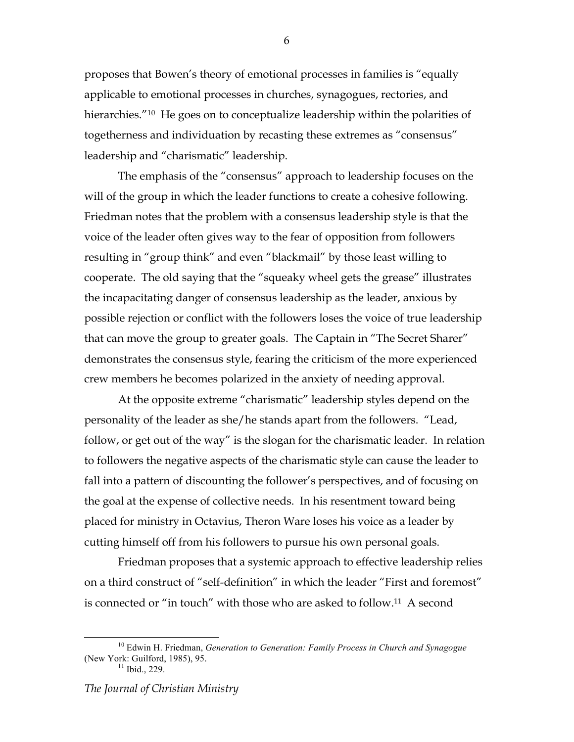proposes that Bowen's theory of emotional processes in families is "equally applicable to emotional processes in churches, synagogues, rectories, and hierarchies."[10] He goes on to conceptualize leadership within the polarities of togetherness and individuation by recasting these extremes as "consensus" leadership and "charismatic" leadership.

The emphasis of the "consensus" approach to leadership focuses on the will of the group in which the leader functions to create a cohesive following. Friedman notes that the problem with a consensus leadership style is that the voice of the leader often gives way to the fear of opposition from followers resulting in "group think" and even "blackmail" by those least willing to cooperate. The old saying that the "squeaky wheel gets the grease" illustrates the incapacitating danger of consensus leadership as the leader, anxious by possible rejection or conflict with the followers loses the voice of true leadership that can move the group to greater goals. The Captain in "The Secret Sharer" demonstrates the consensus style, fearing the criticism of the more experienced crew members he becomes polarized in the anxiety of needing approval.

At the opposite extreme "charismatic" leadership styles depend on the personality of the leader as she/he stands apart from the followers. "Lead, follow, or get out of the way" is the slogan for the charismatic leader. In relation to followers the negative aspects of the charismatic style can cause the leader to fall into a pattern of discounting the follower's perspectives, and of focusing on the goal at the expense of collective needs. In his resentment toward being placed for ministry in Octavius, Theron Ware loses his voice as a leader by cutting himself off from his followers to pursue his own personal goals.

Friedman proposes that a systemic approach to effective leadership relies on a third construct of "self-definition" in which the leader "First and foremost" is connected or "in touch" with those who are asked to follow.[11] A second

---

[10] Edwin H. Friedman, *Generation to Generation: Family Process in Church and Synagogue* (New York: Guilford, 1985), 95.

[11] Ibid., 229.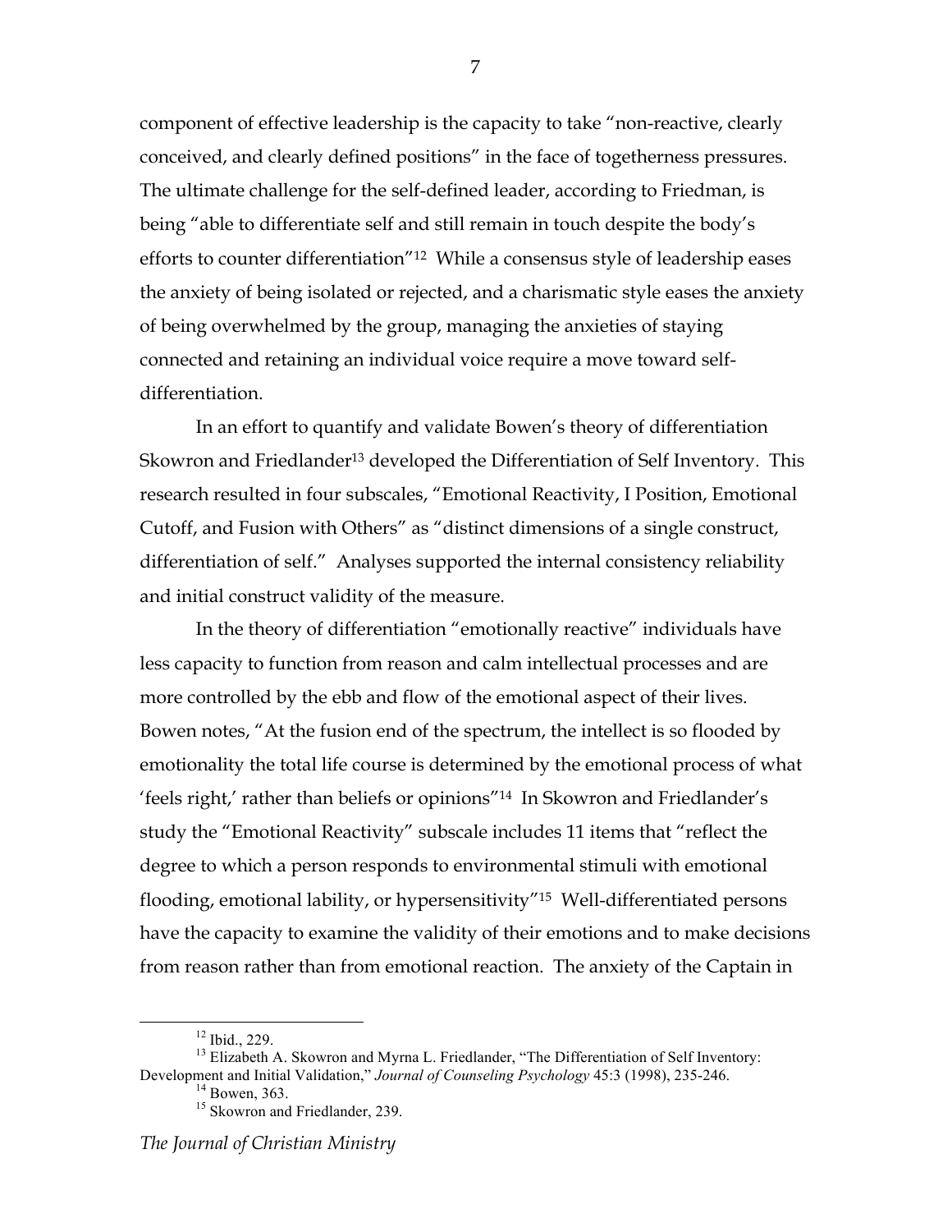component of effective leadership is the capacity to take "non-reactive, clearly conceived, and clearly defined positions" in the face of togetherness pressures. The ultimate challenge for the self-defined leader, according to Friedman, is being "able to differentiate self and still remain in touch despite the body's efforts to counter differentiation"[12] While a consensus style of leadership eases the anxiety of being isolated or rejected, and a charismatic style eases the anxiety of being overwhelmed by the group, managing the anxieties of staying connected and retaining an individual voice require a move toward self-differentiation.

In an effort to quantify and validate Bowen's theory of differentiation Skowron and Friedlander[13] developed the Differentiation of Self Inventory. This research resulted in four subscales, "Emotional Reactivity, I Position, Emotional Cutoff, and Fusion with Others" as "distinct dimensions of a single construct, differentiation of self." Analyses supported the internal consistency reliability and initial construct validity of the measure.

In the theory of differentiation "emotionally reactive" individuals have less capacity to function from reason and calm intellectual processes and are more controlled by the ebb and flow of the emotional aspect of their lives. Bowen notes, "At the fusion end of the spectrum, the intellect is so flooded by emotionality the total life course is determined by the emotional process of what 'feels right,' rather than beliefs or opinions"[14] In Skowron and Friedlander's study the "Emotional Reactivity" subscale includes 11 items that "reflect the degree to which a person responds to environmental stimuli with emotional flooding, emotional lability, or hypersensitivity"[15] Well-differentiated persons have the capacity to examine the validity of their emotions and to make decisions from reason rather than from emotional reaction. The anxiety of the Captain in

---

[12] Ibid., 229.

[13] Elizabeth A. Skowron and Myrna L. Friedlander, "The Differentiation of Self Inventory: Development and Initial Validation," *Journal of Counseling Psychology* 45:3 (1998), 235-246.

[14] Bowen, 363.

[15] Skowron and Friedlander, 239.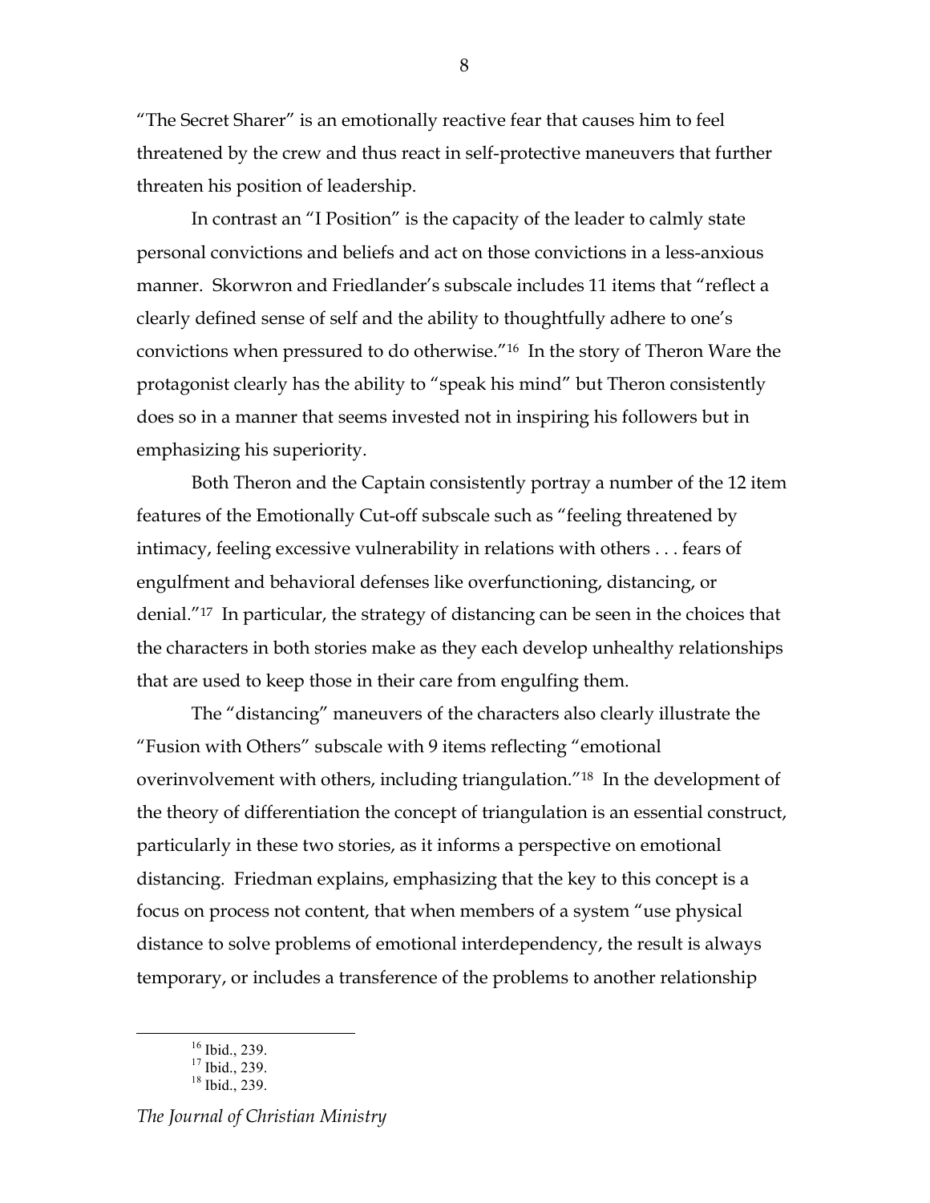"The Secret Sharer" is an emotionally reactive fear that causes him to feel threatened by the crew and thus react in self-protective maneuvers that further threaten his position of leadership.

In contrast an "I Position" is the capacity of the leader to calmly state personal convictions and beliefs and act on those convictions in a less-anxious manner. Skorwron and Friedlander's subscale includes 11 items that "reflect a clearly defined sense of self and the ability to thoughtfully adhere to one's convictions when pressured to do otherwise."[16] In the story of Theron Ware the protagonist clearly has the ability to "speak his mind" but Theron consistently does so in a manner that seems invested not in inspiring his followers but in emphasizing his superiority.

Both Theron and the Captain consistently portray a number of the 12 item features of the Emotionally Cut-off subscale such as "feeling threatened by intimacy, feeling excessive vulnerability in relations with others . . . fears of engulfment and behavioral defenses like overfunctioning, distancing, or denial."[17] In particular, the strategy of distancing can be seen in the choices that the characters in both stories make as they each develop unhealthy relationships that are used to keep those in their care from engulfing them.

The "distancing" maneuvers of the characters also clearly illustrate the "Fusion with Others" subscale with 9 items reflecting "emotional overinvolvement with others, including triangulation."[18] In the development of the theory of differentiation the concept of triangulation is an essential construct, particularly in these two stories, as it informs a perspective on emotional distancing. Friedman explains, emphasizing that the key to this concept is a focus on process not content, that when members of a system "use physical distance to solve problems of emotional interdependency, the result is always temporary, or includes a transference of the problems to another relationship

---

[16] Ibid., 239.
[17] Ibid., 239.
[18] Ibid., 239.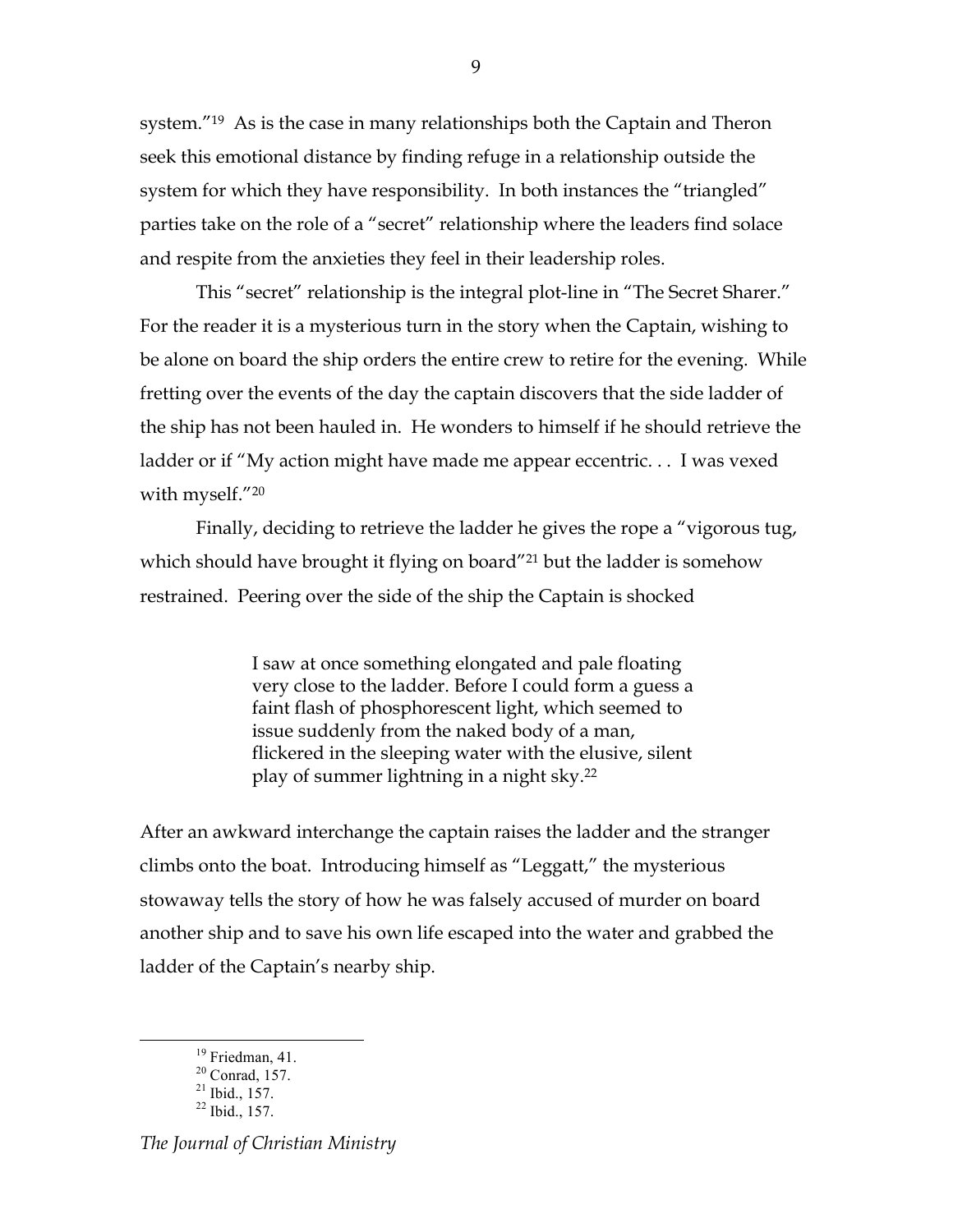system."[19] As is the case in many relationships both the Captain and Theron seek this emotional distance by finding refuge in a relationship outside the system for which they have responsibility. In both instances the "triangled" parties take on the role of a "secret" relationship where the leaders find solace and respite from the anxieties they feel in their leadership roles.

This "secret" relationship is the integral plot-line in "The Secret Sharer." For the reader it is a mysterious turn in the story when the Captain, wishing to be alone on board the ship orders the entire crew to retire for the evening. While fretting over the events of the day the captain discovers that the side ladder of the ship has not been hauled in. He wonders to himself if he should retrieve the ladder or if "My action might have made me appear eccentric. . . I was vexed with myself."[20]

Finally, deciding to retrieve the ladder he gives the rope a "vigorous tug, which should have brought it flying on board"[21] but the ladder is somehow restrained. Peering over the side of the ship the Captain is shocked

> I saw at once something elongated and pale floating very close to the ladder. Before I could form a guess a faint flash of phosphorescent light, which seemed to issue suddenly from the naked body of a man, flickered in the sleeping water with the elusive, silent play of summer lightning in a night sky.[22]

After an awkward interchange the captain raises the ladder and the stranger climbs onto the boat. Introducing himself as "Leggatt," the mysterious stowaway tells the story of how he was falsely accused of murder on board another ship and to save his own life escaped into the water and grabbed the ladder of the Captain's nearby ship.

---

[19] Friedman, 41.

[20] Conrad, 157.

[21] Ibid., 157.

[22] Ibid., 157.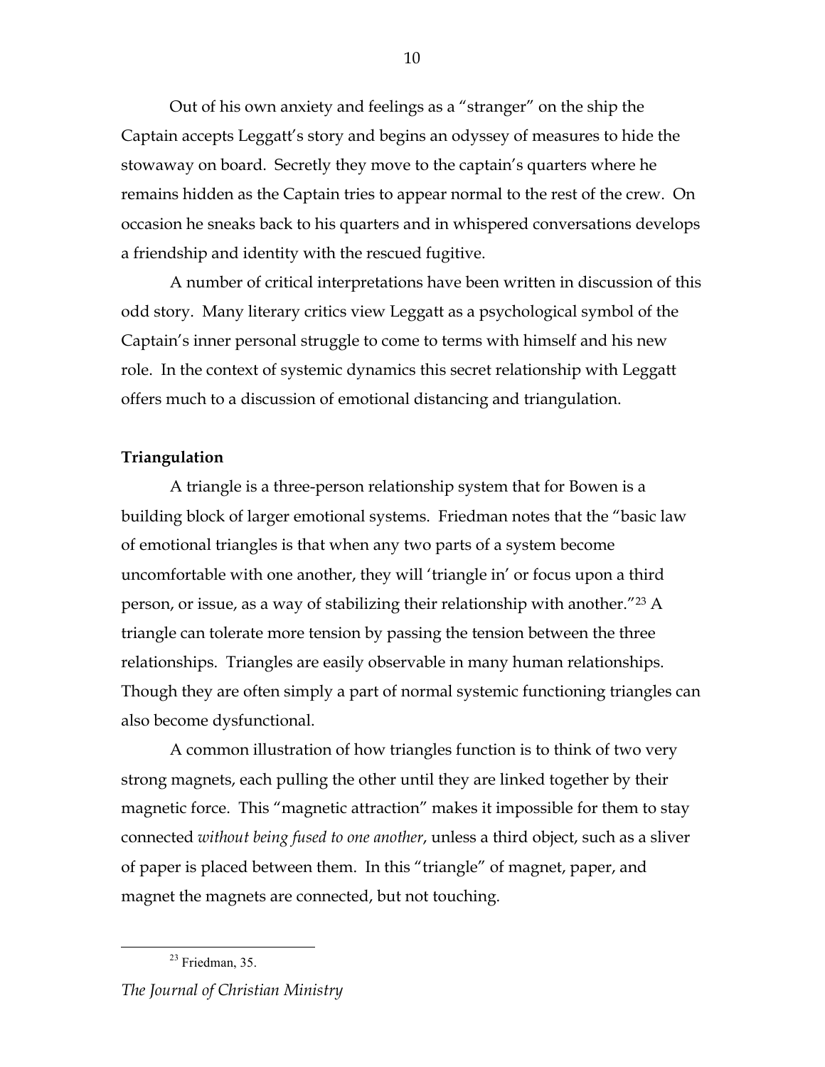Out of his own anxiety and feelings as a "stranger" on the ship the Captain accepts Leggatt's story and begins an odyssey of measures to hide the stowaway on board. Secretly they move to the captain's quarters where he remains hidden as the Captain tries to appear normal to the rest of the crew. On occasion he sneaks back to his quarters and in whispered conversations develops a friendship and identity with the rescued fugitive.

A number of critical interpretations have been written in discussion of this odd story. Many literary critics view Leggatt as a psychological symbol of the Captain's inner personal struggle to come to terms with himself and his new role. In the context of systemic dynamics this secret relationship with Leggatt offers much to a discussion of emotional distancing and triangulation.

**Triangulation**

A triangle is a three-person relationship system that for Bowen is a building block of larger emotional systems. Friedman notes that the "basic law of emotional triangles is that when any two parts of a system become uncomfortable with one another, they will 'triangle in' or focus upon a third person, or issue, as a way of stabilizing their relationship with another."[23] A triangle can tolerate more tension by passing the tension between the three relationships. Triangles are easily observable in many human relationships. Though they are often simply a part of normal systemic functioning triangles can also become dysfunctional.

A common illustration of how triangles function is to think of two very strong magnets, each pulling the other until they are linked together by their magnetic force. This "magnetic attraction" makes it impossible for them to stay connected *without being fused to one another*, unless a third object, such as a sliver of paper is placed between them. In this "triangle" of magnet, paper, and magnet the magnets are connected, but not touching.

[23] Friedman, 35.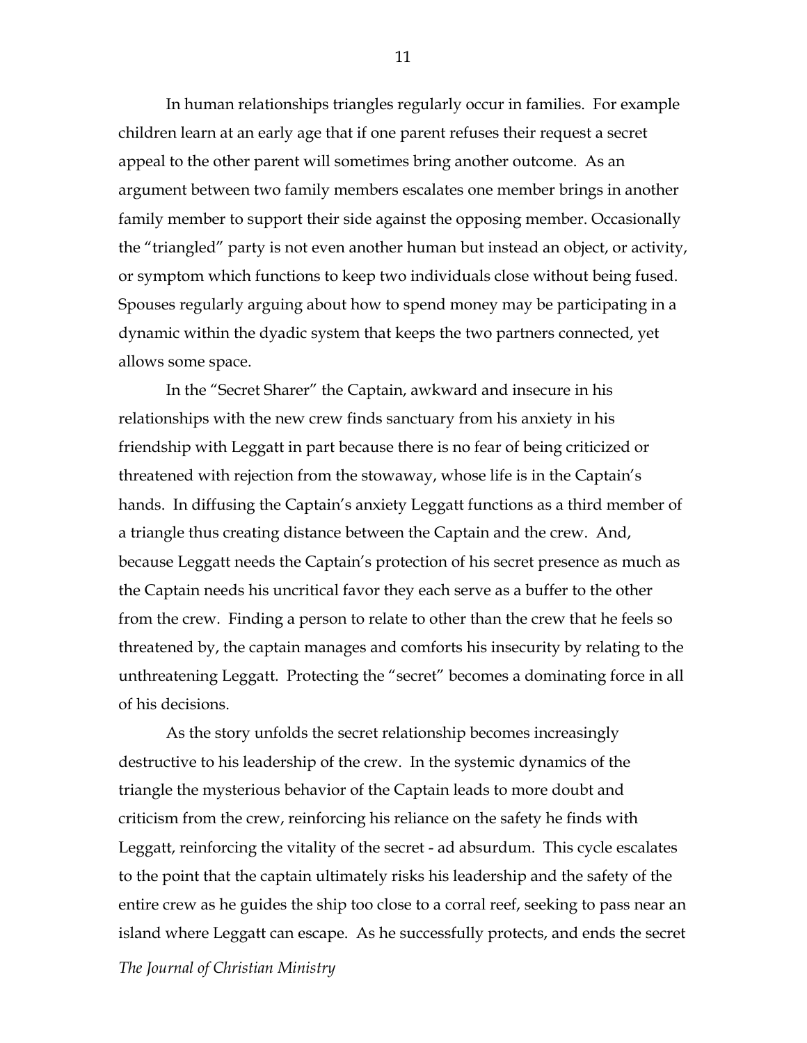In human relationships triangles regularly occur in families. For example children learn at an early age that if one parent refuses their request a secret appeal to the other parent will sometimes bring another outcome. As an argument between two family members escalates one member brings in another family member to support their side against the opposing member. Occasionally the "triangled" party is not even another human but instead an object, or activity, or symptom which functions to keep two individuals close without being fused. Spouses regularly arguing about how to spend money may be participating in a dynamic within the dyadic system that keeps the two partners connected, yet allows some space.

In the "Secret Sharer" the Captain, awkward and insecure in his relationships with the new crew finds sanctuary from his anxiety in his friendship with Leggatt in part because there is no fear of being criticized or threatened with rejection from the stowaway, whose life is in the Captain's hands. In diffusing the Captain's anxiety Leggatt functions as a third member of a triangle thus creating distance between the Captain and the crew. And, because Leggatt needs the Captain's protection of his secret presence as much as the Captain needs his uncritical favor they each serve as a buffer to the other from the crew. Finding a person to relate to other than the crew that he feels so threatened by, the captain manages and comforts his insecurity by relating to the unthreatening Leggatt. Protecting the "secret" becomes a dominating force in all of his decisions.

As the story unfolds the secret relationship becomes increasingly destructive to his leadership of the crew. In the systemic dynamics of the triangle the mysterious behavior of the Captain leads to more doubt and criticism from the crew, reinforcing his reliance on the safety he finds with Leggatt, reinforcing the vitality of the secret - ad absurdum. This cycle escalates to the point that the captain ultimately risks his leadership and the safety of the entire crew as he guides the ship too close to a corral reef, seeking to pass near an island where Leggatt can escape. As he successfully protects, and ends the secret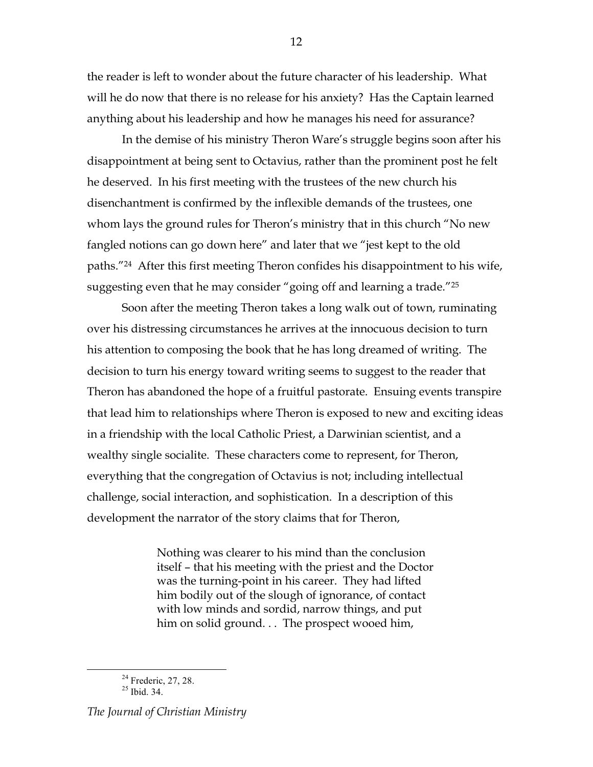the reader is left to wonder about the future character of his leadership. What will he do now that there is no release for his anxiety? Has the Captain learned anything about his leadership and how he manages his need for assurance?

In the demise of his ministry Theron Ware's struggle begins soon after his disappointment at being sent to Octavius, rather than the prominent post he felt he deserved. In his first meeting with the trustees of the new church his disenchantment is confirmed by the inflexible demands of the trustees, one whom lays the ground rules for Theron's ministry that in this church "No new fangled notions can go down here" and later that we "jest kept to the old paths."[24] After this first meeting Theron confides his disappointment to his wife, suggesting even that he may consider "going off and learning a trade."[25]

Soon after the meeting Theron takes a long walk out of town, ruminating over his distressing circumstances he arrives at the innocuous decision to turn his attention to composing the book that he has long dreamed of writing. The decision to turn his energy toward writing seems to suggest to the reader that Theron has abandoned the hope of a fruitful pastorate. Ensuing events transpire that lead him to relationships where Theron is exposed to new and exciting ideas in a friendship with the local Catholic Priest, a Darwinian scientist, and a wealthy single socialite. These characters come to represent, for Theron, everything that the congregation of Octavius is not; including intellectual challenge, social interaction, and sophistication. In a description of this development the narrator of the story claims that for Theron,

> Nothing was clearer to his mind than the conclusion itself – that his meeting with the priest and the Doctor was the turning-point in his career. They had lifted him bodily out of the slough of ignorance, of contact with low minds and sordid, narrow things, and put him on solid ground. . . The prospect wooed him,

---

[24] Frederic, 27, 28.

[25] Ibid. 34.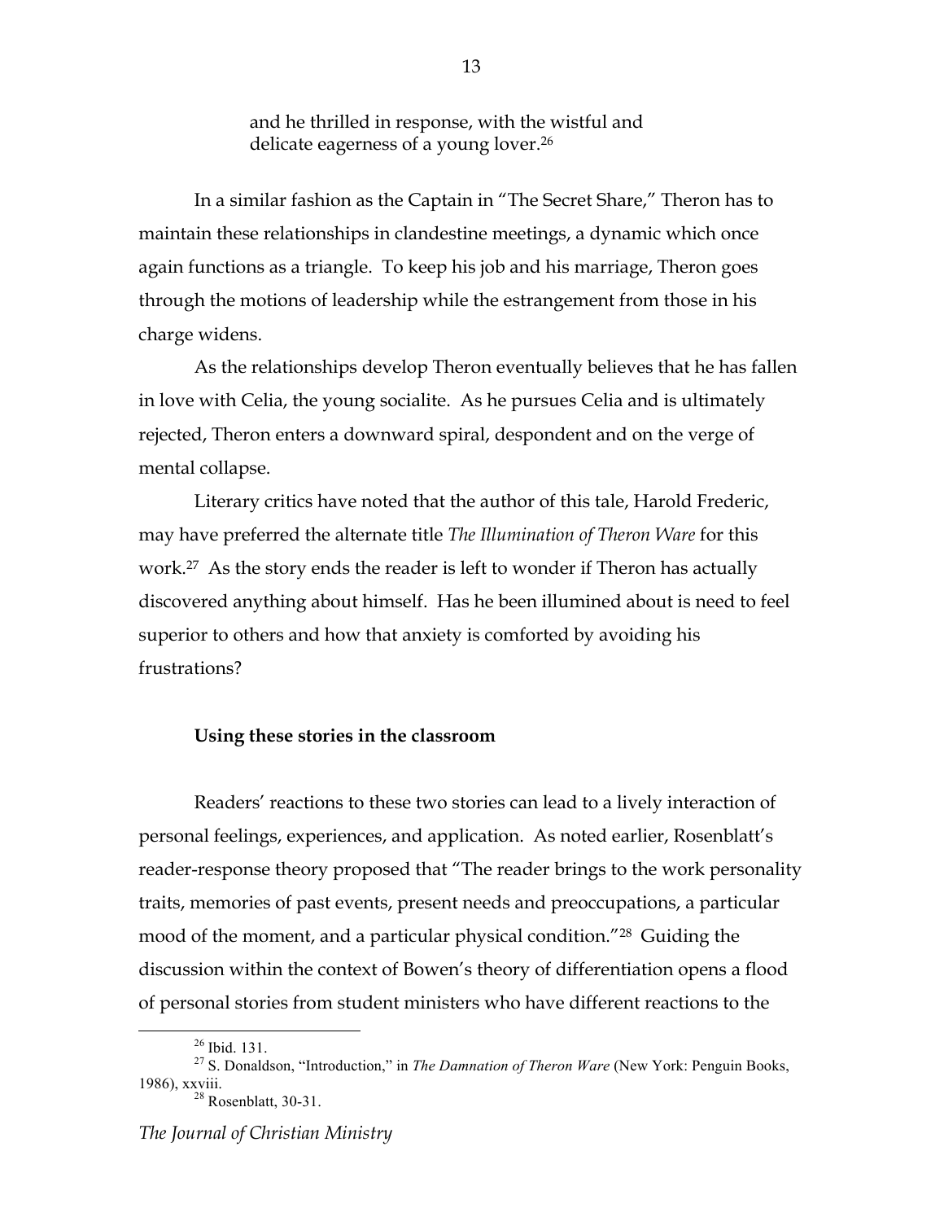> and he thrilled in response, with the wistful and delicate eagerness of a young lover.[26]

In a similar fashion as the Captain in "The Secret Share," Theron has to maintain these relationships in clandestine meetings, a dynamic which once again functions as a triangle. To keep his job and his marriage, Theron goes through the motions of leadership while the estrangement from those in his charge widens.

As the relationships develop Theron eventually believes that he has fallen in love with Celia, the young socialite. As he pursues Celia and is ultimately rejected, Theron enters a downward spiral, despondent and on the verge of mental collapse.

Literary critics have noted that the author of this tale, Harold Frederic, may have preferred the alternate title *The Illumination of Theron Ware* for this work.[27] As the story ends the reader is left to wonder if Theron has actually discovered anything about himself. Has he been illumined about is need to feel superior to others and how that anxiety is comforted by avoiding his frustrations?

**Using these stories in the classroom**

Readers' reactions to these two stories can lead to a lively interaction of personal feelings, experiences, and application. As noted earlier, Rosenblatt's reader-response theory proposed that "The reader brings to the work personality traits, memories of past events, present needs and preoccupations, a particular mood of the moment, and a particular physical condition."[28] Guiding the discussion within the context of Bowen's theory of differentiation opens a flood of personal stories from student ministers who have different reactions to the

---

[26] Ibid. 131.

[27] S. Donaldson, "Introduction," in *The Damnation of Theron Ware* (New York: Penguin Books, 1986), xxviii.

[28] Rosenblatt, 30-31.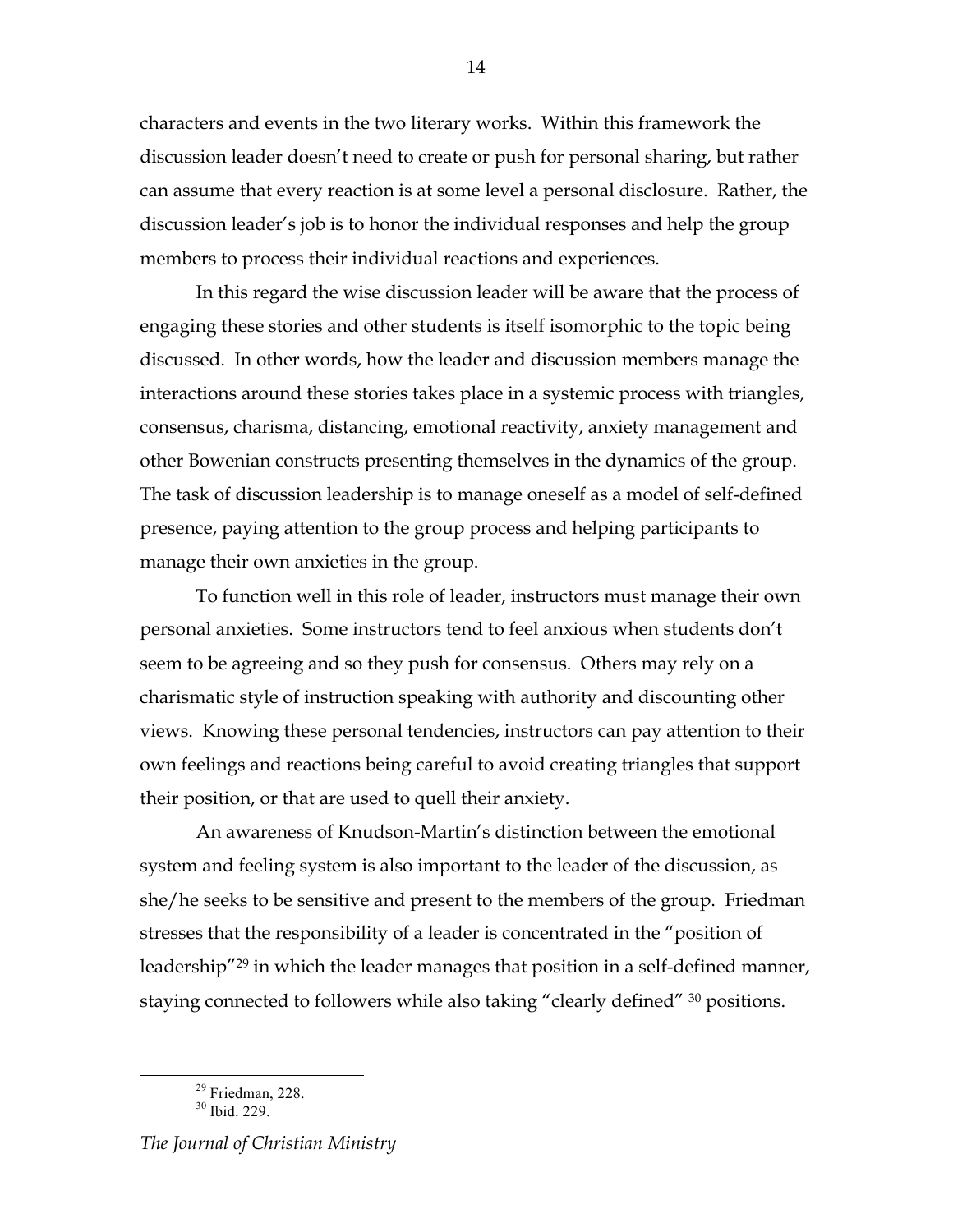characters and events in the two literary works. Within this framework the discussion leader doesn't need to create or push for personal sharing, but rather can assume that every reaction is at some level a personal disclosure. Rather, the discussion leader's job is to honor the individual responses and help the group members to process their individual reactions and experiences.

In this regard the wise discussion leader will be aware that the process of engaging these stories and other students is itself isomorphic to the topic being discussed. In other words, how the leader and discussion members manage the interactions around these stories takes place in a systemic process with triangles, consensus, charisma, distancing, emotional reactivity, anxiety management and other Bowenian constructs presenting themselves in the dynamics of the group. The task of discussion leadership is to manage oneself as a model of self-defined presence, paying attention to the group process and helping participants to manage their own anxieties in the group.

To function well in this role of leader, instructors must manage their own personal anxieties. Some instructors tend to feel anxious when students don't seem to be agreeing and so they push for consensus. Others may rely on a charismatic style of instruction speaking with authority and discounting other views. Knowing these personal tendencies, instructors can pay attention to their own feelings and reactions being careful to avoid creating triangles that support their position, or that are used to quell their anxiety.

An awareness of Knudson-Martin's distinction between the emotional system and feeling system is also important to the leader of the discussion, as she/he seeks to be sensitive and present to the members of the group. Friedman stresses that the responsibility of a leader is concentrated in the "position of leadership"[29] in which the leader manages that position in a self-defined manner, staying connected to followers while also taking "clearly defined" [30] positions.

---

[29] Friedman, 228.
[30] Ibid. 229.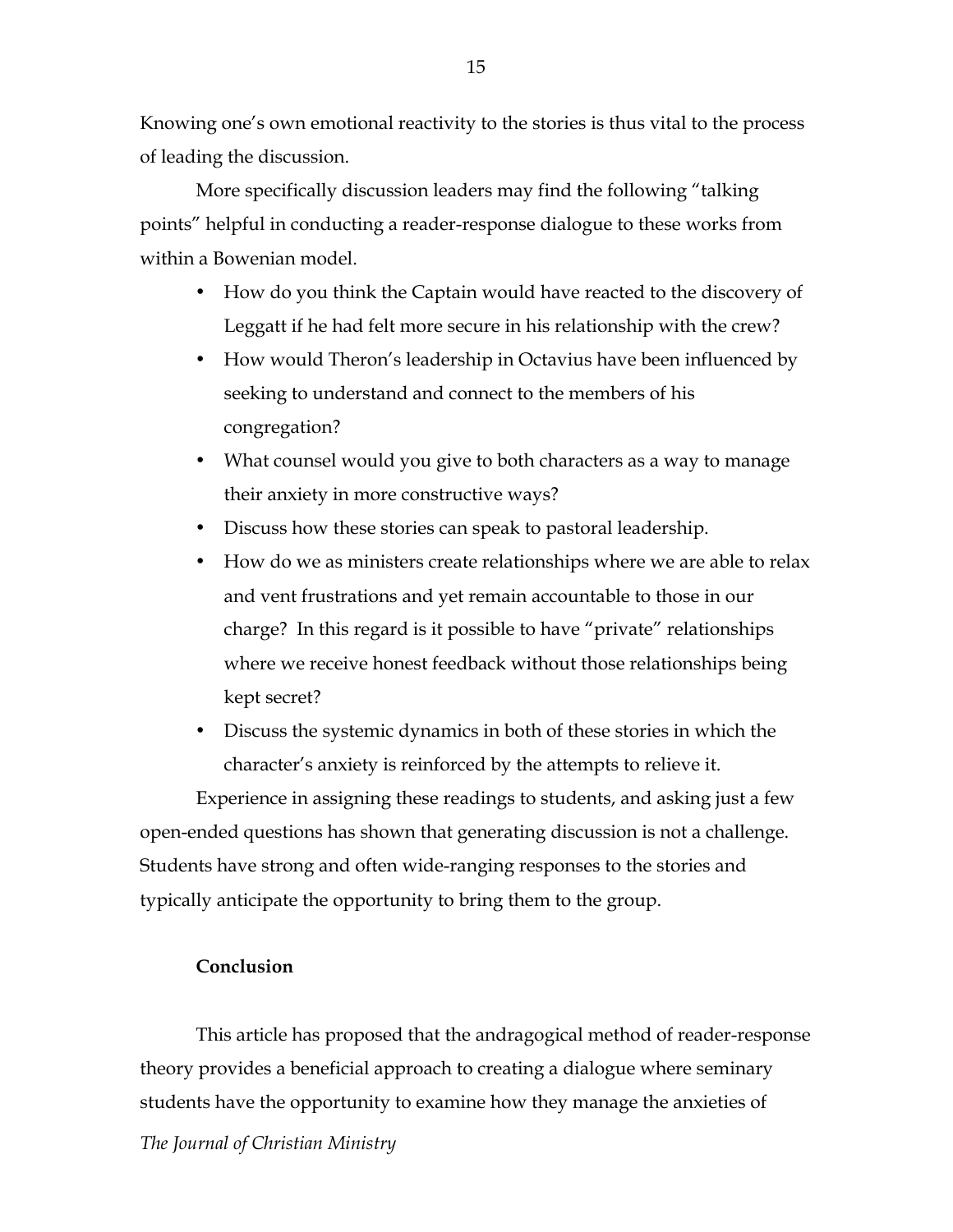Knowing one's own emotional reactivity to the stories is thus vital to the process of leading the discussion.

More specifically discussion leaders may find the following "talking points" helpful in conducting a reader-response dialogue to these works from within a Bowenian model.

- How do you think the Captain would have reacted to the discovery of Leggatt if he had felt more secure in his relationship with the crew?
- How would Theron's leadership in Octavius have been influenced by seeking to understand and connect to the members of his congregation?
- What counsel would you give to both characters as a way to manage their anxiety in more constructive ways?
- Discuss how these stories can speak to pastoral leadership.
- How do we as ministers create relationships where we are able to relax and vent frustrations and yet remain accountable to those in our charge? In this regard is it possible to have "private" relationships where we receive honest feedback without those relationships being kept secret?
- Discuss the systemic dynamics in both of these stories in which the character's anxiety is reinforced by the attempts to relieve it.

Experience in assigning these readings to students, and asking just a few open-ended questions has shown that generating discussion is not a challenge. Students have strong and often wide-ranging responses to the stories and typically anticipate the opportunity to bring them to the group.

**Conclusion**

This article has proposed that the andragogical method of reader-response theory provides a beneficial approach to creating a dialogue where seminary students have the opportunity to examine how they manage the anxieties of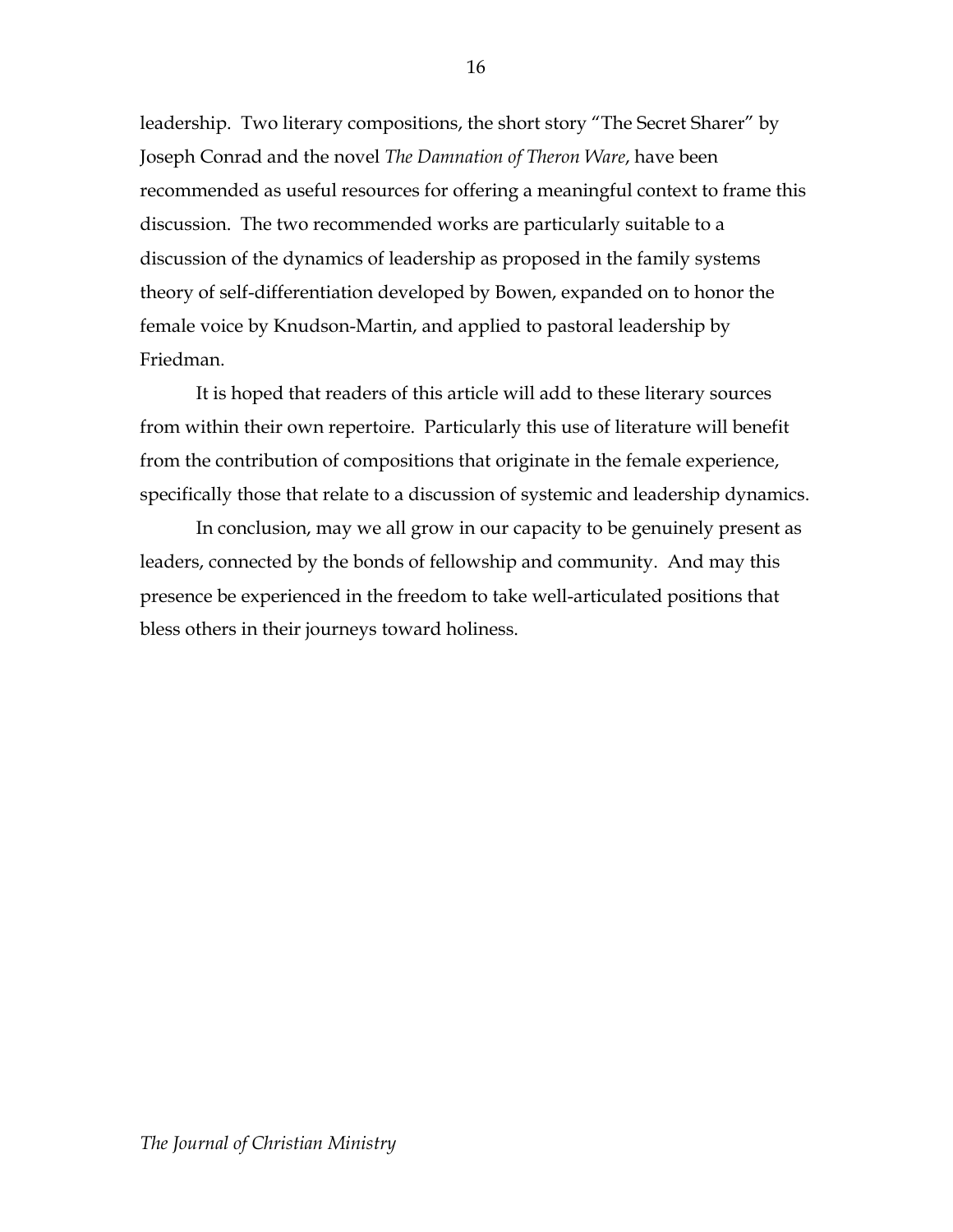leadership. Two literary compositions, the short story "The Secret Sharer" by Joseph Conrad and the novel *The Damnation of Theron Ware*, have been recommended as useful resources for offering a meaningful context to frame this discussion. The two recommended works are particularly suitable to a discussion of the dynamics of leadership as proposed in the family systems theory of self-differentiation developed by Bowen, expanded on to honor the female voice by Knudson-Martin, and applied to pastoral leadership by Friedman.

It is hoped that readers of this article will add to these literary sources from within their own repertoire. Particularly this use of literature will benefit from the contribution of compositions that originate in the female experience, specifically those that relate to a discussion of systemic and leadership dynamics.

In conclusion, may we all grow in our capacity to be genuinely present as leaders, connected by the bonds of fellowship and community. And may this presence be experienced in the freedom to take well-articulated positions that bless others in their journeys toward holiness.